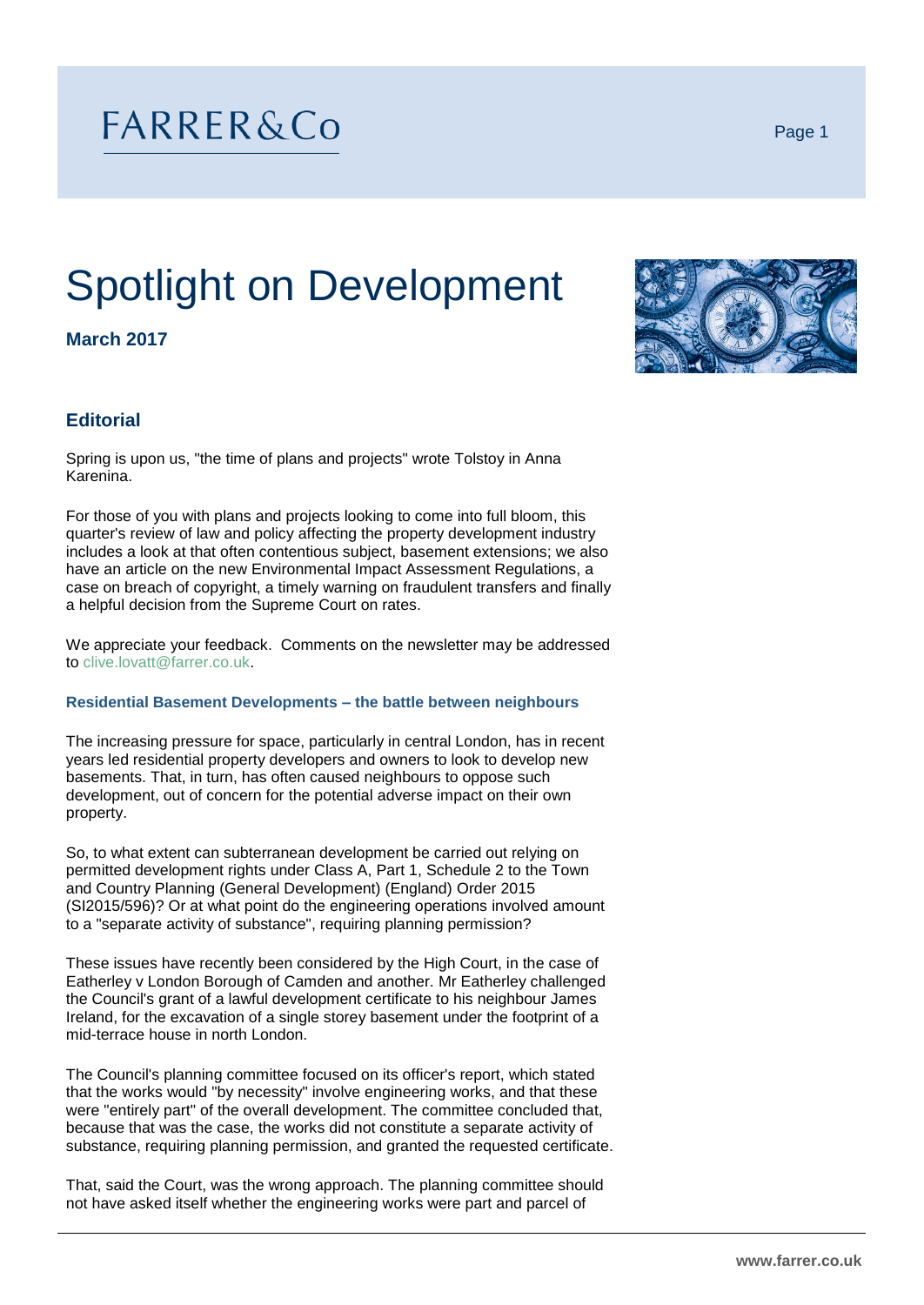FARRER&Co

# Spotlight on Development

**March 2017**

## Editorial

Spring is upon us, "the time of plans and projects" wrote Tolstoy in Anna Karenina.

For those of you with plans and projects looking to come into full bloom, this quarter's review of law and policy affecting the property development industry includes a look at that often contentious subject, basement extensions; we also have an article on the new Environmental Impact Assessment Regulations, a case on breach of copyright, a timely warning on fraudulent transfers and finally a helpful decision from the Supreme Court on rates.

We appreciate your feedback. Comments on the newsletter may be addressed to clive.lovatt@farrer.co.uk.

### Residential Basement Developments – the battle between neighbours

The increasing pressure for space, particularly in central London, has in recent years led residential property developers and owners to look to develop new basements. That, in turn, has often caused neighbours to oppose such development, out of concern for the potential adverse impact on their own property.

So, to what extent can subterranean development be carried out relying on permitted development rights under Class A, Part 1, Schedule 2 to the Town and Country Planning (General Development) (England) Order 2015 (SI2015/596)? Or at what point do the engineering operations involved amount to a "separate activity of substance", requiring planning permission?

These issues have recently been considered by the High Court, in the case of Eatherley v London Borough of Camden and another. Mr Eatherley challenged the Council's grant of a lawful development certificate to his neighbour James Ireland, for the excavation of a single storey basement under the footprint of a mid-terrace house in north London.

The Council's planning committee focused on its officer's report, which stated that the works would "by necessity" involve engineering works, and that these were "entirely part" of the overall development. The committee concluded that, because that was the case, the works did not constitute a separate activity of substance, requiring planning permission, and granted the requested certificate.

That, said the Court, was the wrong approach. The planning committee should not have asked itself whether the engineering works were part and parcel of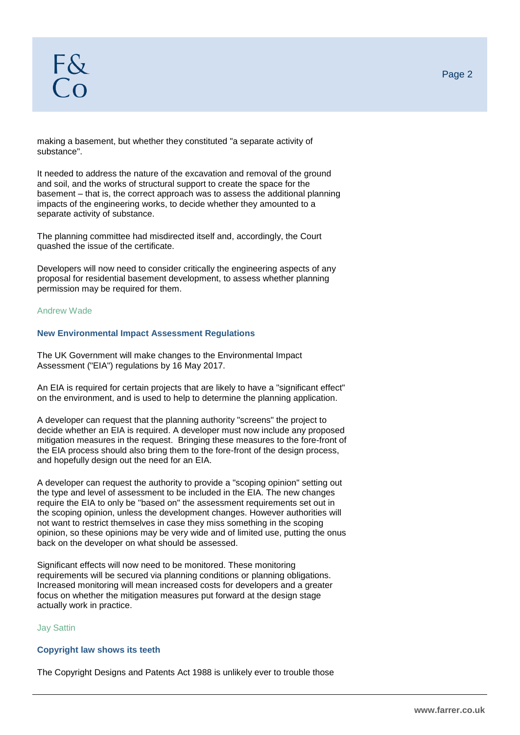making a basement, but whether they constituted "a separate activity of substance".

It needed to address the nature of the excavation and removal of the ground and soil, and the works of structural support to create the space for the basement – that is, the correct approach was to assess the additional planning impacts of the engineering works, to decide whether they amounted to a separate activity of substance.

The planning committee had misdirected itself and, accordingly, the Court quashed the issue of the certificate.

Developers will now need to consider critically the engineering aspects of any proposal for residential basement development, to assess whether planning permission may be required for them.

Andrew Wade

## New Environmental Impact Assessment Regulations

The UK Government will make changes to the Environmental Impact Assessment ("EIA") regulations by 16 May 2017.

An EIA is required for certain projects that are likely to have a "significant effect" on the environment, and is used to help to determine the planning application.

A developer can request that the planning authority "screens" the project to decide whether an EIA is required. A developer must now include any proposed mitigation measures in the request. Bringing these measures to the fore-front of the EIA process should also bring them to the fore-front of the design process, and hopefully design out the need for an EIA.

A developer can request the authority to provide a "scoping opinion" setting out the type and level of assessment to be included in the EIA. The new changes require the EIA to only be "based on" the assessment requirements set out in the scoping opinion, unless the development changes. However authorities will not want to restrict themselves in case they miss something in the scoping opinion, so these opinions may be very wide and of limited use, putting the onus back on the developer on what should be assessed.

Significant effects will now need to be monitored. These monitoring requirements will be secured via planning conditions or planning obligations. Increased monitoring will mean increased costs for developers and a greater focus on whether the mitigation measures put forward at the design stage actually work in practice.

Jay Sattin

## Copyright law shows its teeth

The Copyright Designs and Patents Act 1988 is unlikely ever to trouble those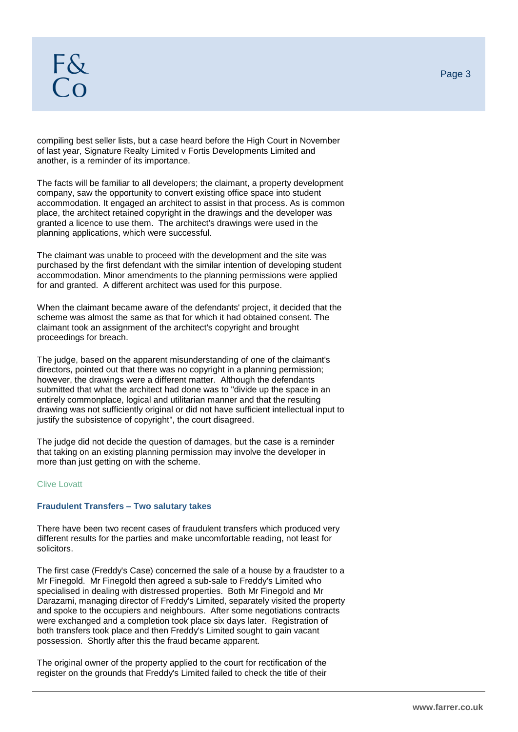compiling best seller lists, but a case heard before the High Court in November of last year, Signature Realty Limited v Fortis Developments Limited and another, is a reminder of its importance.

The facts will be familiar to all developers; the claimant, a property development company, saw the opportunity to convert existing office space into student accommodation. It engaged an architect to assist in that process. As is common place, the architect retained copyright in the drawings and the developer was granted a licence to use them. The architect's drawings were used in the planning applications, which were successful.

The claimant was unable to proceed with the development and the site was purchased by the first defendant with the similar intention of developing student accommodation. Minor amendments to the planning permissions were applied for and granted. A different architect was used for this purpose.

When the claimant became aware of the defendants' project, it decided that the scheme was almost the same as that for which it had obtained consent. The claimant took an assignment of the architect's copyright and brought proceedings for breach.

The judge, based on the apparent misunderstanding of one of the claimant's directors, pointed out that there was no copyright in a planning permission; however, the drawings were a different matter. Although the defendants submitted that what the architect had done was to "divide up the space in an entirely commonplace, logical and utilitarian manner and that the resulting drawing was not sufficiently original or did not have sufficient intellectual input to justify the subsistence of copyright", the court disagreed.

The judge did not decide the question of damages, but the case is a reminder that taking on an existing planning permission may involve the developer in more than just getting on with the scheme.

Clive Lovatt

### Fraudulent Transfers – Two salutary takes

There have been two recent cases of fraudulent transfers which produced very different results for the parties and make uncomfortable reading, not least for solicitors.

The first case (Freddy's Case) concerned the sale of a house by a fraudster to a Mr Finegold. Mr Finegold then agreed a sub-sale to Freddy's Limited who specialised in dealing with distressed properties. Both Mr Finegold and Mr Darazami, managing director of Freddy's Limited, separately visited the property and spoke to the occupiers and neighbours. After some negotiations contracts were exchanged and a completion took place six days later. Registration of both transfers took place and then Freddy's Limited sought to gain vacant possession. Shortly after this the fraud became apparent.

The original owner of the property applied to the court for rectification of the register on the grounds that Freddy's Limited failed to check the title of their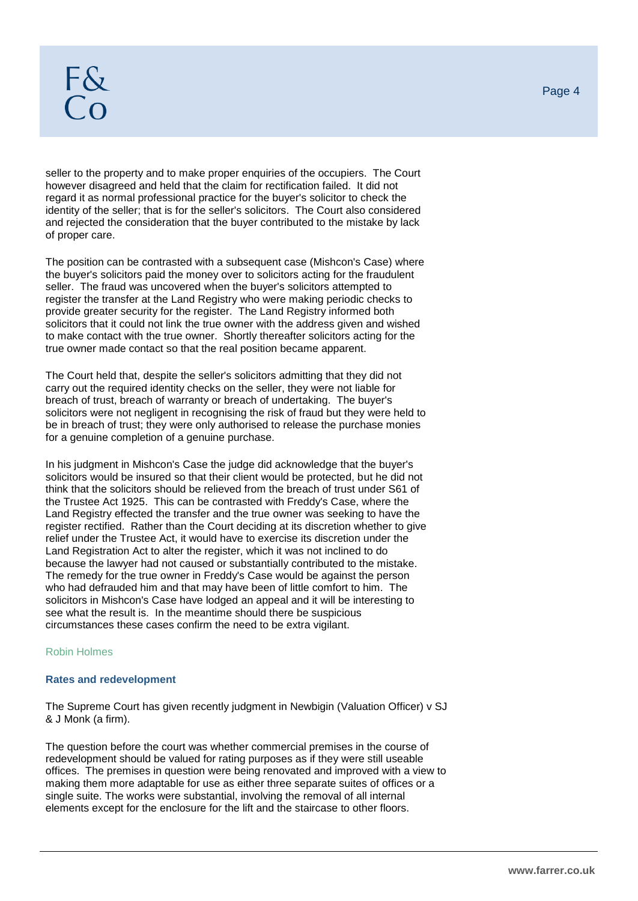seller to the property and to make proper enquiries of the occupiers. The Court however disagreed and held that the claim for rectification failed. It did not regard it as normal professional practice for the buyer's solicitor to check the identity of the seller; that is for the seller's solicitors. The Court also considered and rejected the consideration that the buyer contributed to the mistake by lack of proper care.

The position can be contrasted with a subsequent case (Mishcon's Case) where the buyer's solicitors paid the money over to solicitors acting for the fraudulent seller. The fraud was uncovered when the buyer's solicitors attempted to register the transfer at the Land Registry who were making periodic checks to provide greater security for the register. The Land Registry informed both solicitors that it could not link the true owner with the address given and wished to make contact with the true owner. Shortly thereafter solicitors acting for the true owner made contact so that the real position became apparent.

The Court held that, despite the seller's solicitors admitting that they did not carry out the required identity checks on the seller, they were not liable for breach of trust, breach of warranty or breach of undertaking. The buyer's solicitors were not negligent in recognising the risk of fraud but they were held to be in breach of trust; they were only authorised to release the purchase monies for a genuine completion of a genuine purchase.

In his judgment in Mishcon's Case the judge did acknowledge that the buyer's solicitors would be insured so that their client would be protected, but he did not think that the solicitors should be relieved from the breach of trust under S61 of the Trustee Act 1925. This can be contrasted with Freddy's Case, where the Land Registry effected the transfer and the true owner was seeking to have the register rectified. Rather than the Court deciding at its discretion whether to give relief under the Trustee Act, it would have to exercise its discretion under the Land Registration Act to alter the register, which it was not inclined to do because the lawyer had not caused or substantially contributed to the mistake. The remedy for the true owner in Freddy's Case would be against the person who had defrauded him and that may have been of little comfort to him. The solicitors in Mishcon's Case have lodged an appeal and it will be interesting to see what the result is. In the meantime should there be suspicious circumstances these cases confirm the need to be extra vigilant.

Robin Holmes

### Rates and redevelopment

The Supreme Court has given recently judgment in Newbigin (Valuation Officer) v SJ & J Monk (a firm).

The question before the court was whether commercial premises in the course of redevelopment should be valued for rating purposes as if they were still useable offices. The premises in question were being renovated and improved with a view to making them more adaptable for use as either three separate suites of offices or a single suite. The works were substantial, involving the removal of all internal elements except for the enclosure for the lift and the staircase to other floors.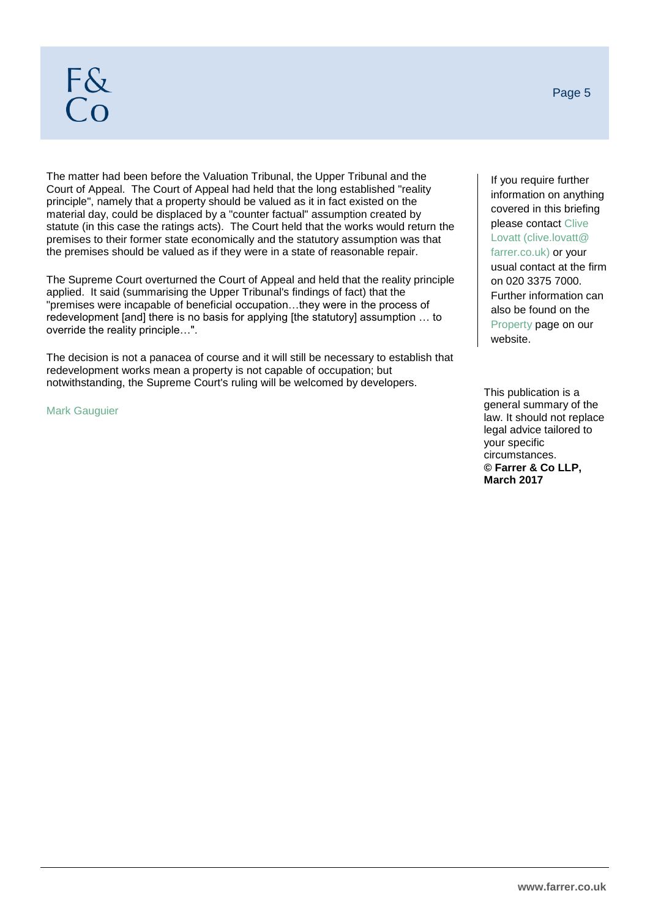The matter had been before the Valuation Tribunal, the Upper Tribunal and the Court of Appeal. The Court of Appeal had held that the long established "reality principle", namely that a property should be valued as it in fact existed on the material day, could be displaced by a "counter factual" assumption created by statute (in this case the ratings acts). The Court held that the works would return the premises to their former state economically and the statutory assumption was that the premises should be valued as if they were in a state of reasonable repair.

The Supreme Court overturned the Court of Appeal and held that the reality principle applied. It said (summarising the Upper Tribunal's findings of fact) that the "premises were incapable of beneficial occupation…they were in the process of redevelopment [and] there is no basis for applying [the statutory] assumption … to override the reality principle…".

The decision is not a panacea of course and it will still be necessary to establish that redevelopment works mean a property is not capable of occupation; but notwithstanding, the Supreme Court's ruling will be welcomed by developers.

Mark Gauguier

If you require further information on anything covered in this briefing please contact Clive Lovatt (clive.lovatt@farrer.co.uk) or your usual contact at the firm on 020 3375 7000. Further information can also be found on the Property page on our website.

This publication is a general summary of the law. It should not replace legal advice tailored to your specific circumstances.
**© Farrer & Co LLP, March 2017**